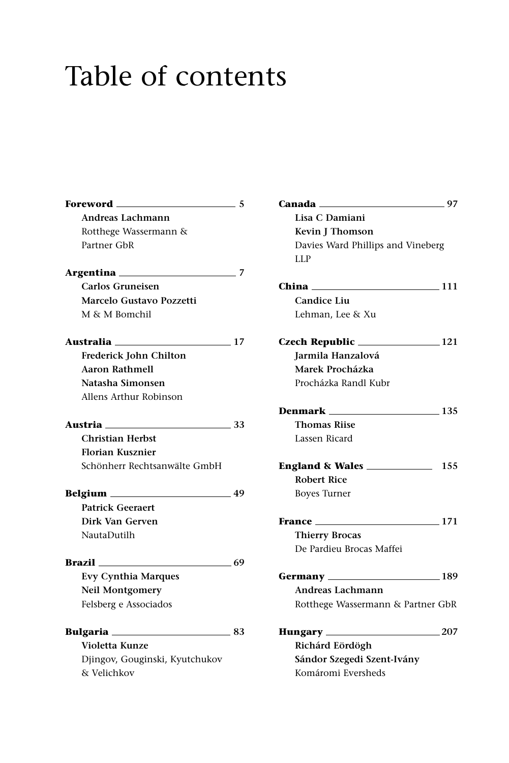# Table of contents

**Foreword** 5
**Andreas Lachmann**
Rotthege Wassermann & Partner GbR

**Argentina** 7
**Carlos Gruneisen**
**Marcelo Gustavo Pozzetti**
M & M Bomchil

**Australia** 17
**Frederick John Chilton**
**Aaron Rathmell**
**Natasha Simonsen**
Allens Arthur Robinson

**Austria** 33
**Christian Herbst**
**Florian Kusznier**
Schönherr Rechtsanwälte GmbH

**Belgium** 49
**Patrick Geeraert**
**Dirk Van Gerven**
NautaDutilh

**Brazil** 69
**Evy Cynthia Marques**
**Neil Montgomery**
Felsberg e Associados

**Bulgaria** 83
**Violetta Kunze**
Djingov, Gouginski, Kyutchukov & Velichkov

**Canada** 97
**Lisa C Damiani**
**Kevin J Thomson**
Davies Ward Phillips and Vineberg LLP

**China** 111
**Candice Liu**
Lehman, Lee & Xu

**Czech Republic** 121
**Jarmila Hanzalová**
**Marek Procházka**
Procházka Randl Kubr

**Denmark** 135
**Thomas Riise**
Lassen Ricard

**England & Wales** 155
**Robert Rice**
Boyes Turner

**France** 171
**Thierry Brocas**
De Pardieu Brocas Maffei

**Germany** 189
**Andreas Lachmann**
Rotthege Wassermann & Partner GbR

**Hungary** 207
**Richárd Eördögh**
**Sándor Szegedi Szent-Ivány**
Komáromi Eversheds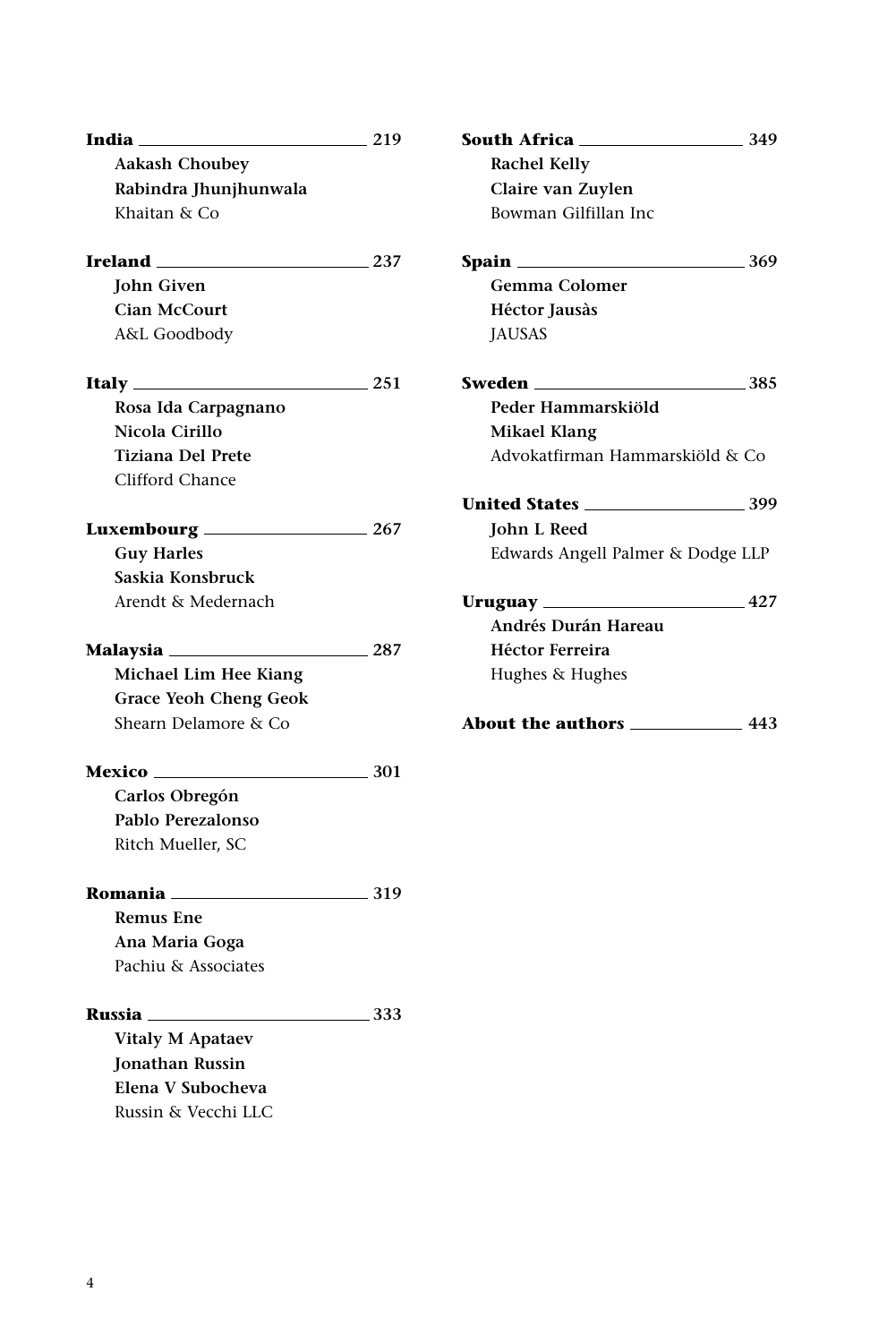**India** 219

**Aakash Choubey**
**Rabindra Jhunjhunwala**
Khaitan & Co

**Ireland** 237

**John Given**
**Cian McCourt**
A&L Goodbody

**Italy** 251

**Rosa Ida Carpagnano**
**Nicola Cirillo**
**Tiziana Del Prete**
Clifford Chance

**Luxembourg** 267

**Guy Harles**
**Saskia Konsbruck**
Arendt & Medernach

**Malaysia** 287

**Michael Lim Hee Kiang**
**Grace Yeoh Cheng Geok**
Shearn Delamore & Co

**Mexico** 301

**Carlos Obregón**
**Pablo Perezalonso**
Ritch Mueller, SC

**Romania** 319

**Remus Ene**
**Ana Maria Goga**
Pachiu & Associates

**Russia** 333

**Vitaly M Apataev**
**Jonathan Russin**
**Elena V Subocheva**
Russin & Vecchi LLC

**South Africa** 349

**Rachel Kelly**
**Claire van Zuylen**
Bowman Gilfillan Inc

**Spain** 369

**Gemma Colomer**
**Héctor Jausàs**
JAUSAS

**Sweden** 385

**Peder Hammarskiöld**
**Mikael Klang**
Advokatfirman Hammarskiöld & Co

**United States** 399

**John L Reed**
Edwards Angell Palmer & Dodge LLP

**Uruguay** 427

**Andrés Durán Hareau**
**Héctor Ferreira**
Hughes & Hughes

**About the authors** 443